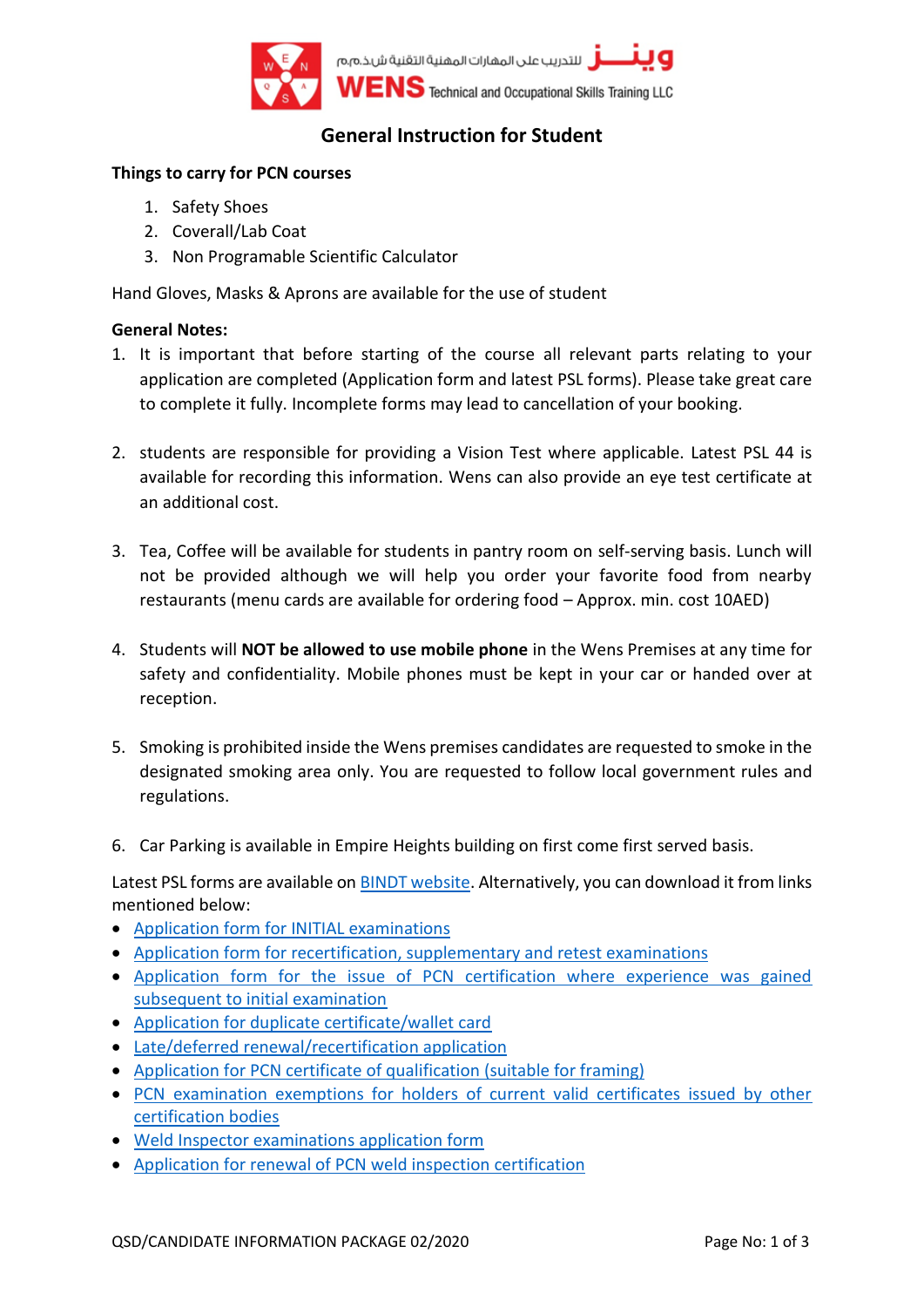ويـنـز للتدريب على المهارات المهنية التقنية ش.ذ.م.م

**WENS** Technical and Occupational Skills Training LLC

# General Instruction for Student

**Things to carry for PCN courses**

1. Safety Shoes
2. Coverall/Lab Coat
3. Non Programable Scientific Calculator

Hand Gloves, Masks & Aprons are available for the use of student

**General Notes:**

1. It is important that before starting of the course all relevant parts relating to your application are completed (Application form and latest PSL forms). Please take great care to complete it fully. Incomplete forms may lead to cancellation of your booking.

2. students are responsible for providing a Vision Test where applicable. Latest PSL 44 is available for recording this information. Wens can also provide an eye test certificate at an additional cost.

3. Tea, Coffee will be available for students in pantry room on self-serving basis. Lunch will not be provided although we will help you order your favorite food from nearby restaurants (menu cards are available for ordering food – Approx. min. cost 10AED)

4. Students will **NOT be allowed to use mobile phone** in the Wens Premises at any time for safety and confidentiality. Mobile phones must be kept in your car or handed over at reception.

5. Smoking is prohibited inside the Wens premises candidates are requested to smoke in the designated smoking area only. You are requested to follow local government rules and regulations.

6. Car Parking is available in Empire Heights building on first come first served basis.

Latest PSL forms are available on BINDT website. Alternatively, you can download it from links mentioned below:

- Application form for INITIAL examinations
- Application form for recertification, supplementary and retest examinations
- Application form for the issue of PCN certification where experience was gained subsequent to initial examination
- Application for duplicate certificate/wallet card
- Late/deferred renewal/recertification application
- Application for PCN certificate of qualification (suitable for framing)
- PCN examination exemptions for holders of current valid certificates issued by other certification bodies
- Weld Inspector examinations application form
- Application for renewal of PCN weld inspection certification

QSD/CANDIDATE INFORMATION PACKAGE 02/2020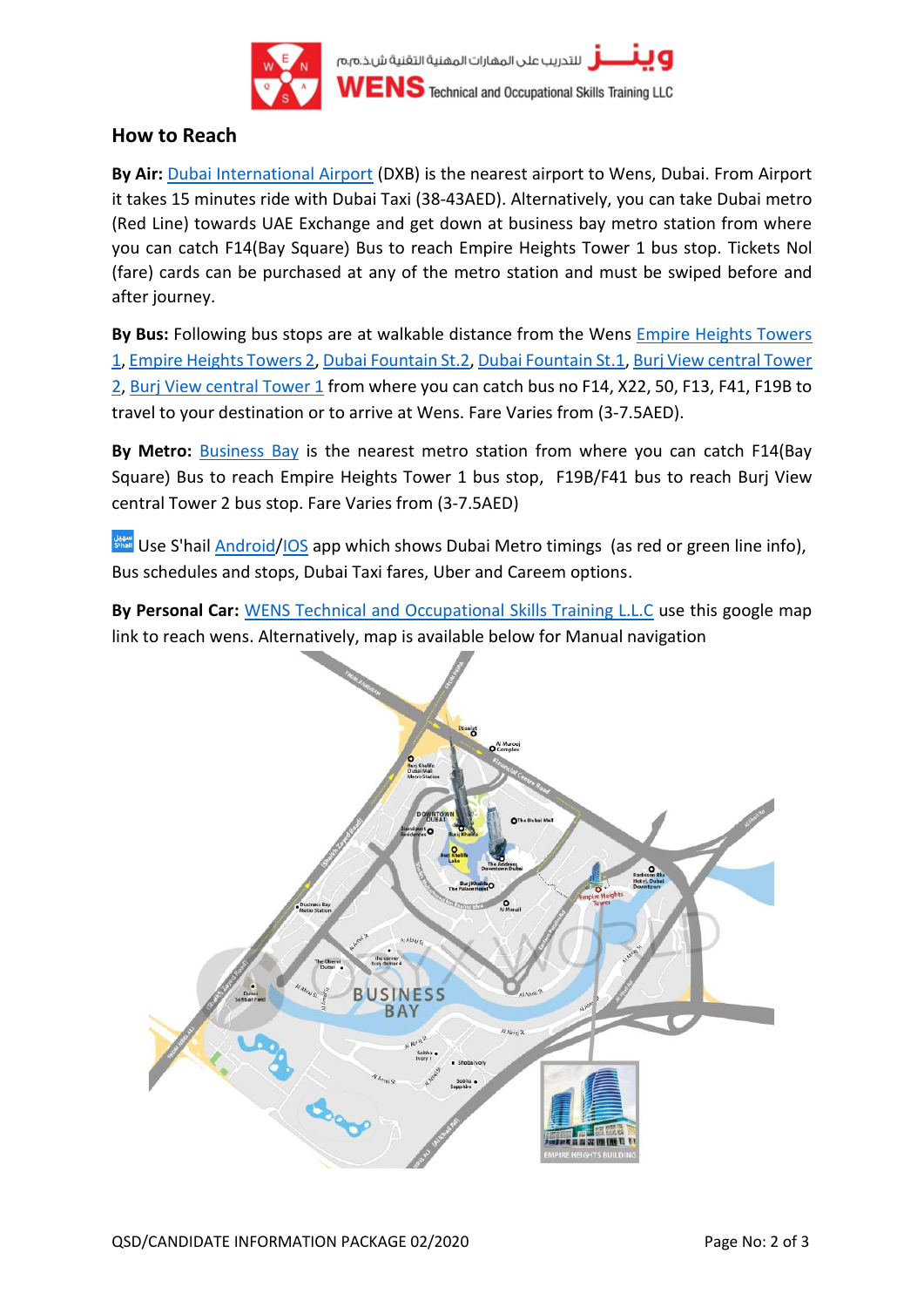## How to Reach

**By Air:** Dubai International Airport (DXB) is the nearest airport to Wens, Dubai. From Airport it takes 15 minutes ride with Dubai Taxi (38-43AED). Alternatively, you can take Dubai metro (Red Line) towards UAE Exchange and get down at business bay metro station from where you can catch F14(Bay Square) Bus to reach Empire Heights Tower 1 bus stop. Tickets Nol (fare) cards can be purchased at any of the metro station and must be swiped before and after journey.

**By Bus:** Following bus stops are at walkable distance from the Wens Empire Heights Towers 1, Empire Heights Towers 2, Dubai Fountain St.2, Dubai Fountain St.1, Burj View central Tower 2, Burj View central Tower 1 from where you can catch bus no F14, X22, 50, F13, F41, F19B to travel to your destination or to arrive at Wens. Fare Varies from (3-7.5AED).

**By Metro:** Business Bay is the nearest metro station from where you can catch F14(Bay Square) Bus to reach Empire Heights Tower 1 bus stop, F19B/F41 bus to reach Burj View central Tower 2 bus stop. Fare Varies from (3-7.5AED)

Use S'hail Android/IOS app which shows Dubai Metro timings (as red or green line info), Bus schedules and stops, Dubai Taxi fares, Uber and Careem options.

**By Personal Car:** WENS Technical and Occupational Skills Training L.L.C use this google map link to reach wens. Alternatively, map is available below for Manual navigation

QSD/CANDIDATE INFORMATION PACKAGE 02/2020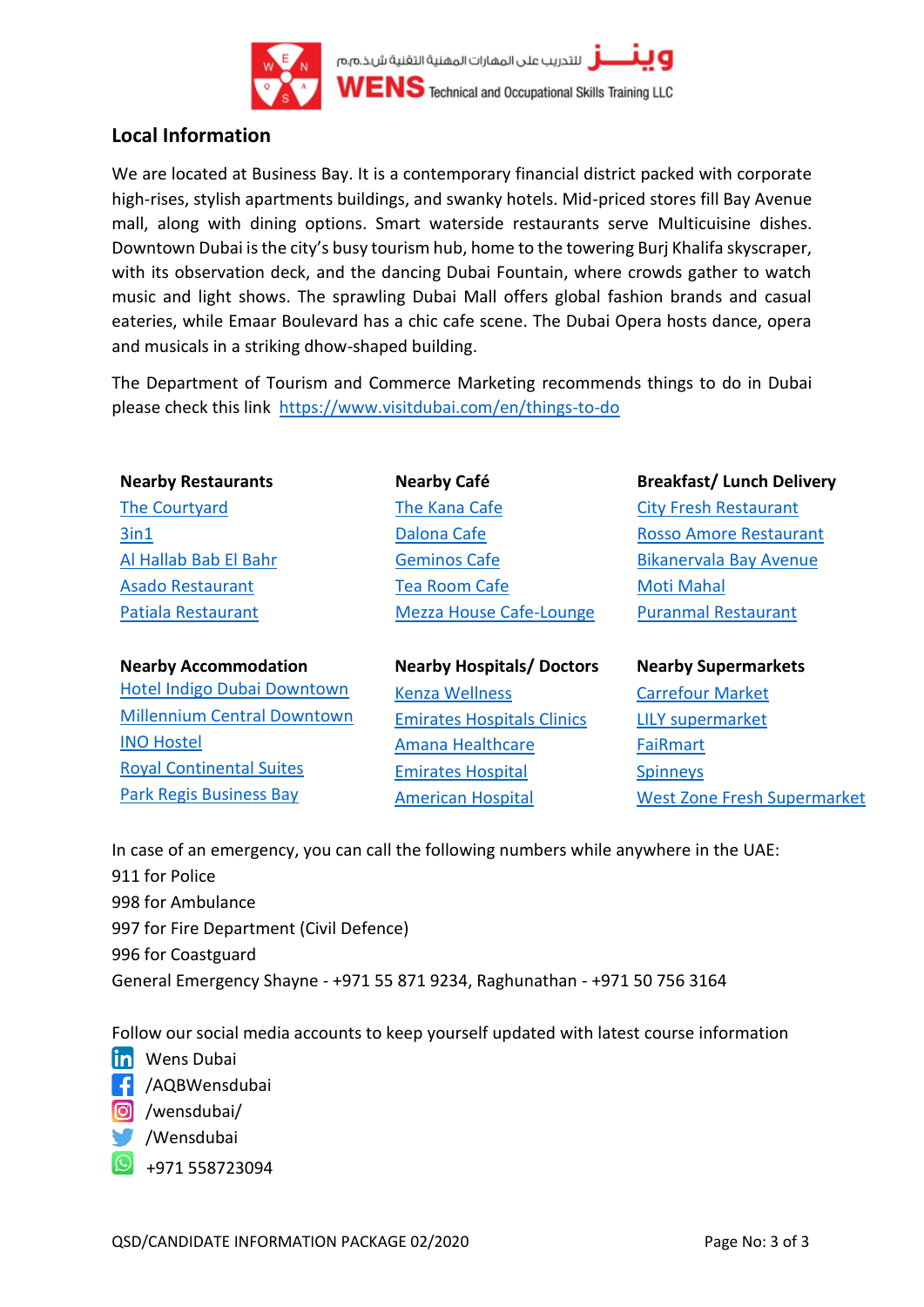## Local Information

We are located at Business Bay. It is a contemporary financial district packed with corporate high-rises, stylish apartments buildings, and swanky hotels. Mid-priced stores fill Bay Avenue mall, along with dining options. Smart waterside restaurants serve Multicuisine dishes. Downtown Dubai is the city's busy tourism hub, home to the towering Burj Khalifa skyscraper, with its observation deck, and the dancing Dubai Fountain, where crowds gather to watch music and light shows. The sprawling Dubai Mall offers global fashion brands and casual eateries, while Emaar Boulevard has a chic cafe scene. The Dubai Opera hosts dance, opera and musicals in a striking dhow-shaped building.

The Department of Tourism and Commerce Marketing recommends things to do in Dubai please check this link https://www.visitdubai.com/en/things-to-do

**Nearby Restaurants**
- The Courtyard
- 3in1
- Al Hallab Bab El Bahr
- Asado Restaurant
- Patiala Restaurant

**Nearby Café**
- The Kana Cafe
- Dalona Cafe
- Geminos Cafe
- Tea Room Cafe
- Mezza House Cafe-Lounge

**Breakfast/ Lunch Delivery**
- City Fresh Restaurant
- Rosso Amore Restaurant
- Bikanervala Bay Avenue
- Moti Mahal
- Puranmal Restaurant

**Nearby Accommodation**
- Hotel Indigo Dubai Downtown
- Millennium Central Downtown
- INO Hostel
- Royal Continental Suites
- Park Regis Business Bay

**Nearby Hospitals/ Doctors**
- Kenza Wellness
- Emirates Hospitals Clinics
- Amana Healthcare
- Emirates Hospital
- American Hospital

**Nearby Supermarkets**
- Carrefour Market
- LILY supermarket
- FaiRmart
- Spinneys
- West Zone Fresh Supermarket

In case of an emergency, you can call the following numbers while anywhere in the UAE:
911 for Police
998 for Ambulance
997 for Fire Department (Civil Defence)
996 for Coastguard
General Emergency Shayne - +971 55 871 9234, Raghunathan - +971 50 756 3164

Follow our social media accounts to keep yourself updated with latest course information
- Wens Dubai
- /AQBWensdubai
- /wensdubai/
- /Wensdubai
- +971 558723094

QSD/CANDIDATE INFORMATION PACKAGE 02/2020